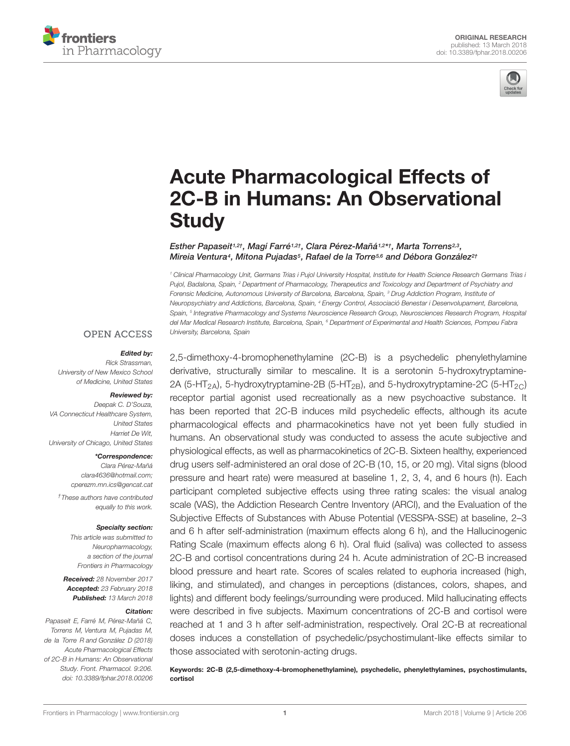ORIGINAL RESEARCH
published: 13 March 2018
doi: 10.3389/fphar.2018.00206

# Acute Pharmacological Effects of 2C-B in Humans: An Observational Study

*Esther Papaseit[1,2†], Magí Farré[1,2†], Clara Pérez-Mañá[1,2*†], Marta Torrens[2,3], Mireia Ventura[4], Mitona Pujadas[5], Rafael de la Torre[5,6] and Débora González[2†]*

[1] *Clinical Pharmacology Unit, Germans Trias i Pujol University Hospital, Institute for Health Science Research Germans Trias i Pujol, Badalona, Spain,* [2] *Department of Pharmacology, Therapeutics and Toxicology and Department of Psychiatry and Forensic Medicine, Autonomous University of Barcelona, Barcelona, Spain,* [3] *Drug Addiction Program, Institute of Neuropsychiatry and Addictions, Barcelona, Spain,* [4] *Energy Control, Associació Benestar i Desenvolupament, Barcelona, Spain,* [5] *Integrative Pharmacology and Systems Neuroscience Research Group, Neurosciences Research Program, Hospital del Mar Medical Research Institute, Barcelona, Spain,* [6] *Department of Experimental and Health Sciences, Pompeu Fabra University, Barcelona, Spain*

OPEN ACCESS

**Edited by:**
*Rick Strassman,*
*University of New Mexico School of Medicine, United States*

**Reviewed by:**
*Deepak C. D'Souza,*
*VA Connecticut Healthcare System, United States*
*Harriet De Wit,*
*University of Chicago, United States*

***Correspondence:**
*Clara Pérez-Mañá*
*clara4636@hotmail.com;*
*cperezm.mn.ics@gencat.cat*

*† These authors have contributed equally to this work.*

**Specialty section:**
*This article was submitted to Neuropharmacology, a section of the journal Frontiers in Pharmacology*

***Received:** 28 November 2017*
***Accepted:** 23 February 2018*
***Published:** 13 March 2018*

**Citation:**
*Papaseit E, Farré M, Pérez-Mañá C, Torrens M, Ventura M, Pujadas M, de la Torre R and González D (2018) Acute Pharmacological Effects of 2C-B in Humans: An Observational Study. Front. Pharmacol. 9:206. doi: 10.3389/fphar.2018.00206*

2,5-dimethoxy-4-bromophenethylamine (2C-B) is a psychedelic phenylethylamine derivative, structurally similar to mescaline. It is a serotonin 5-hydroxytryptamine-2A (5-$HT_{2A}$), 5-hydroxytryptamine-2B (5-$HT_{2B}$), and 5-hydroxytryptamine-2C (5-$HT_{2C}$) receptor partial agonist used recreationally as a new psychoactive substance. It has been reported that 2C-B induces mild psychedelic effects, although its acute pharmacological effects and pharmacokinetics have not yet been fully studied in humans. An observational study was conducted to assess the acute subjective and physiological effects, as well as pharmacokinetics of 2C-B. Sixteen healthy, experienced drug users self-administered an oral dose of 2C-B (10, 15, or 20 mg). Vital signs (blood pressure and heart rate) were measured at baseline 1, 2, 3, 4, and 6 hours (h). Each participant completed subjective effects using three rating scales: the visual analog scale (VAS), the Addiction Research Centre Inventory (ARCI), and the Evaluation of the Subjective Effects of Substances with Abuse Potential (VESSPA-SSE) at baseline, 2–3 and 6 h after self-administration (maximum effects along 6 h), and the Hallucinogenic Rating Scale (maximum effects along 6 h). Oral fluid (saliva) was collected to assess 2C-B and cortisol concentrations during 24 h. Acute administration of 2C-B increased blood pressure and heart rate. Scores of scales related to euphoria increased (high, liking, and stimulated), and changes in perceptions (distances, colors, shapes, and lights) and different body feelings/surrounding were produced. Mild hallucinating effects were described in five subjects. Maximum concentrations of 2C-B and cortisol were reached at 1 and 3 h after self-administration, respectively. Oral 2C-B at recreational doses induces a constellation of psychedelic/psychostimulant-like effects similar to those associated with serotonin-acting drugs.

**Keywords: 2C-B (2,5-dimethoxy-4-bromophenethylamine), psychedelic, phenylethylamines, psychostimulants, cortisol**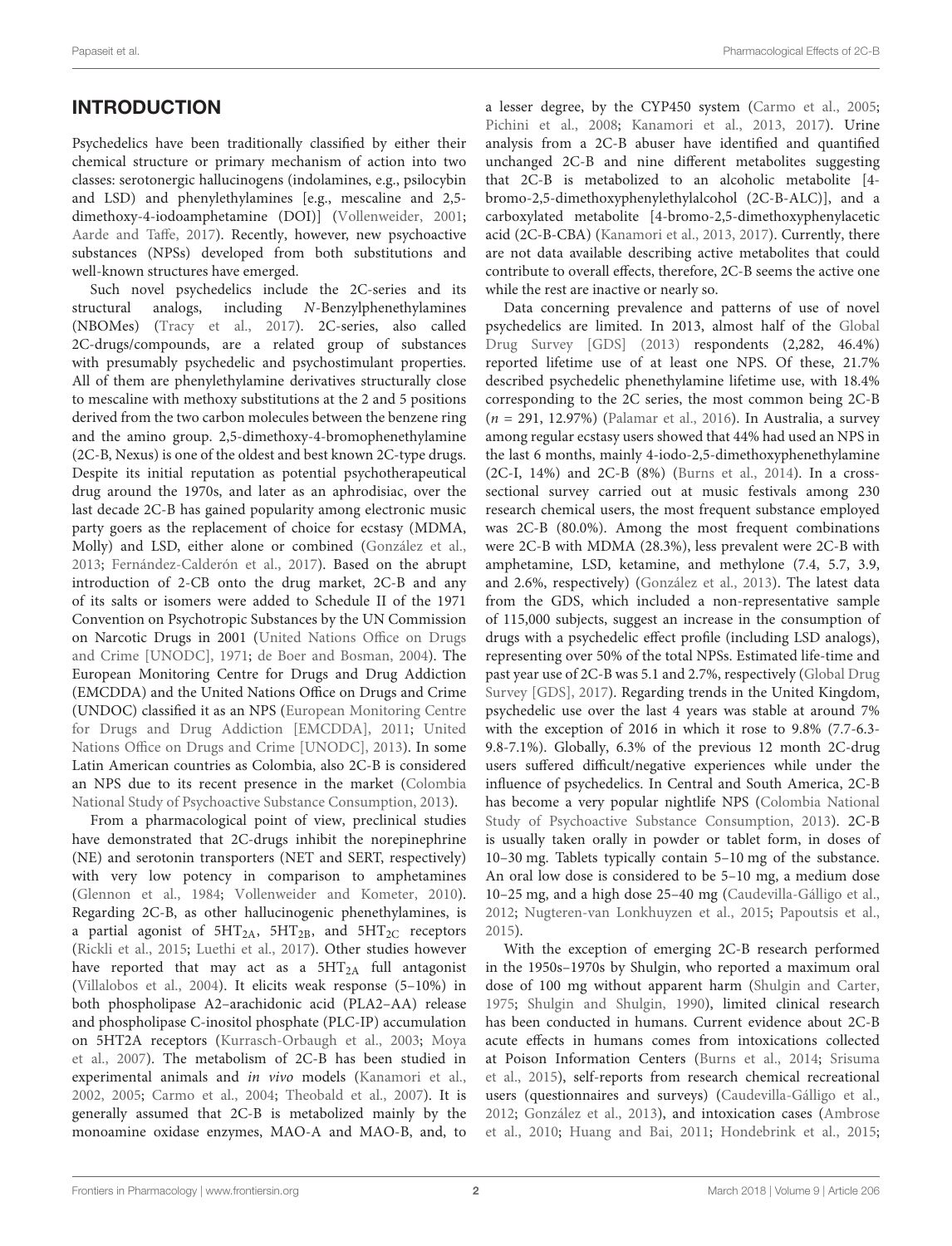## INTRODUCTION

Psychedelics have been traditionally classified by either their chemical structure or primary mechanism of action into two classes: serotonergic hallucinogens (indolamines, e.g., psilocybin and LSD) and phenylethylamines [e.g., mescaline and 2,5-dimethoxy-4-iodoamphetamine (DOI)] (Vollenweider, 2001; Aarde and Taffe, 2017). Recently, however, new psychoactive substances (NPSs) developed from both substitutions and well-known structures have emerged.

Such novel psychedelics include the 2C-series and its structural analogs, including *N*-Benzylphenethylamines (NBOMes) (Tracy et al., 2017). 2C-series, also called 2C-drugs/compounds, are a related group of substances with presumably psychedelic and psychostimulant properties. All of them are phenylethylamine derivatives structurally close to mescaline with methoxy substitutions at the 2 and 5 positions derived from the two carbon molecules between the benzene ring and the amino group. 2,5-dimethoxy-4-bromophenethylamine (2C-B, Nexus) is one of the oldest and best known 2C-type drugs. Despite its initial reputation as potential psychotherapeutical drug around the 1970s, and later as an aphrodisiac, over the last decade 2C-B has gained popularity among electronic music party goers as the replacement of choice for ecstasy (MDMA, Molly) and LSD, either alone or combined (González et al., 2013; Fernández-Calderón et al., 2017). Based on the abrupt introduction of 2-CB onto the drug market, 2C-B and any of its salts or isomers were added to Schedule II of the 1971 Convention on Psychotropic Substances by the UN Commission on Narcotic Drugs in 2001 (United Nations Office on Drugs and Crime [UNODC], 1971; de Boer and Bosman, 2004). The European Monitoring Centre for Drugs and Drug Addiction (EMCDDA) and the United Nations Office on Drugs and Crime (UNDOC) classified it as an NPS (European Monitoring Centre for Drugs and Drug Addiction [EMCDDA], 2011; United Nations Office on Drugs and Crime [UNODC], 2013). In some Latin American countries as Colombia, also 2C-B is considered an NPS due to its recent presence in the market (Colombia National Study of Psychoactive Substance Consumption, 2013).

From a pharmacological point of view, preclinical studies have demonstrated that 2C-drugs inhibit the norepinephrine (NE) and serotonin transporters (NET and SERT, respectively) with very low potency in comparison to amphetamines (Glennon et al., 1984; Vollenweider and Kometer, 2010). Regarding 2C-B, as other hallucinogenic phenethylamines, is a partial agonist of $5HT_{2A}$, $5HT_{2B}$, and $5HT_{2C}$ receptors (Rickli et al., 2015; Luethi et al., 2017). Other studies however have reported that may act as a $5HT_{2A}$ full antagonist (Villalobos et al., 2004). It elicits weak response (5–10%) in both phospholipase A2–arachidonic acid (PLA2–AA) release and phospholipase C-inositol phosphate (PLC-IP) accumulation on 5HT2A receptors (Kurrasch-Orbaugh et al., 2003; Moya et al., 2007). The metabolism of 2C-B has been studied in experimental animals and *in vivo* models (Kanamori et al., 2002, 2005; Carmo et al., 2004; Theobald et al., 2007). It is generally assumed that 2C-B is metabolized mainly by the monoamine oxidase enzymes, MAO-A and MAO-B, and, to a lesser degree, by the CYP450 system (Carmo et al., 2005; Pichini et al., 2008; Kanamori et al., 2013, 2017). Urine analysis from a 2C-B abuser have identified and quantified unchanged 2C-B and nine different metabolites suggesting that 2C-B is metabolized to an alcoholic metabolite [4-bromo-2,5-dimethoxyphenylethylalcohol (2C-B-ALC)], and a carboxylated metabolite [4-bromo-2,5-dimethoxyphenylacetic acid (2C-B-CBA) (Kanamori et al., 2013, 2017). Currently, there are not data available describing active metabolites that could contribute to overall effects, therefore, 2C-B seems the active one while the rest are inactive or nearly so.

Data concerning prevalence and patterns of use of novel psychedelics are limited. In 2013, almost half of the Global Drug Survey [GDS] (2013) respondents (2,282, 46.4%) reported lifetime use of at least one NPS. Of these, 21.7% described psychedelic phenethylamine lifetime use, with 18.4% corresponding to the 2C series, the most common being 2C-B ($n$ = 291, 12.97%) (Palamar et al., 2016). In Australia, a survey among regular ecstasy users showed that 44% had used an NPS in the last 6 months, mainly 4-iodo-2,5-dimethoxyphenethylamine (2C-I, 14%) and 2C-B (8%) (Burns et al., 2014). In a cross-sectional survey carried out at music festivals among 230 research chemical users, the most frequent substance employed was 2C-B (80.0%). Among the most frequent combinations were 2C-B with MDMA (28.3%), less prevalent were 2C-B with amphetamine, LSD, ketamine, and methylone (7.4, 5.7, 3.9, and 2.6%, respectively) (González et al., 2013). The latest data from the GDS, which included a non-representative sample of 115,000 subjects, suggest an increase in the consumption of drugs with a psychedelic effect profile (including LSD analogs), representing over 50% of the total NPSs. Estimated life-time and past year use of 2C-B was 5.1 and 2.7%, respectively (Global Drug Survey [GDS], 2017). Regarding trends in the United Kingdom, psychedelic use over the last 4 years was stable at around 7% with the exception of 2016 in which it rose to 9.8% (7.7-6.3-9.8-7.1%). Globally, 6.3% of the previous 12 month 2C-drug users suffered difficult/negative experiences while under the influence of psychedelics. In Central and South America, 2C-B has become a very popular nightlife NPS (Colombia National Study of Psychoactive Substance Consumption, 2013). 2C-B is usually taken orally in powder or tablet form, in doses of 10–30 mg. Tablets typically contain 5–10 mg of the substance. An oral low dose is considered to be 5–10 mg, a medium dose 10–25 mg, and a high dose 25–40 mg (Caudevilla-Gálligo et al., 2012; Nugteren-van Lonkhuyzen et al., 2015; Papoutsis et al., 2015).

With the exception of emerging 2C-B research performed in the 1950s–1970s by Shulgin, who reported a maximum oral dose of 100 mg without apparent harm (Shulgin and Carter, 1975; Shulgin and Shulgin, 1990), limited clinical research has been conducted in humans. Current evidence about 2C-B acute effects in humans comes from intoxications collected at Poison Information Centers (Burns et al., 2014; Srisuma et al., 2015), self-reports from research chemical recreational users (questionnaires and surveys) (Caudevilla-Gálligo et al., 2012; González et al., 2013), and intoxication cases (Ambrose et al., 2010; Huang and Bai, 2011; Hondebrink et al., 2015;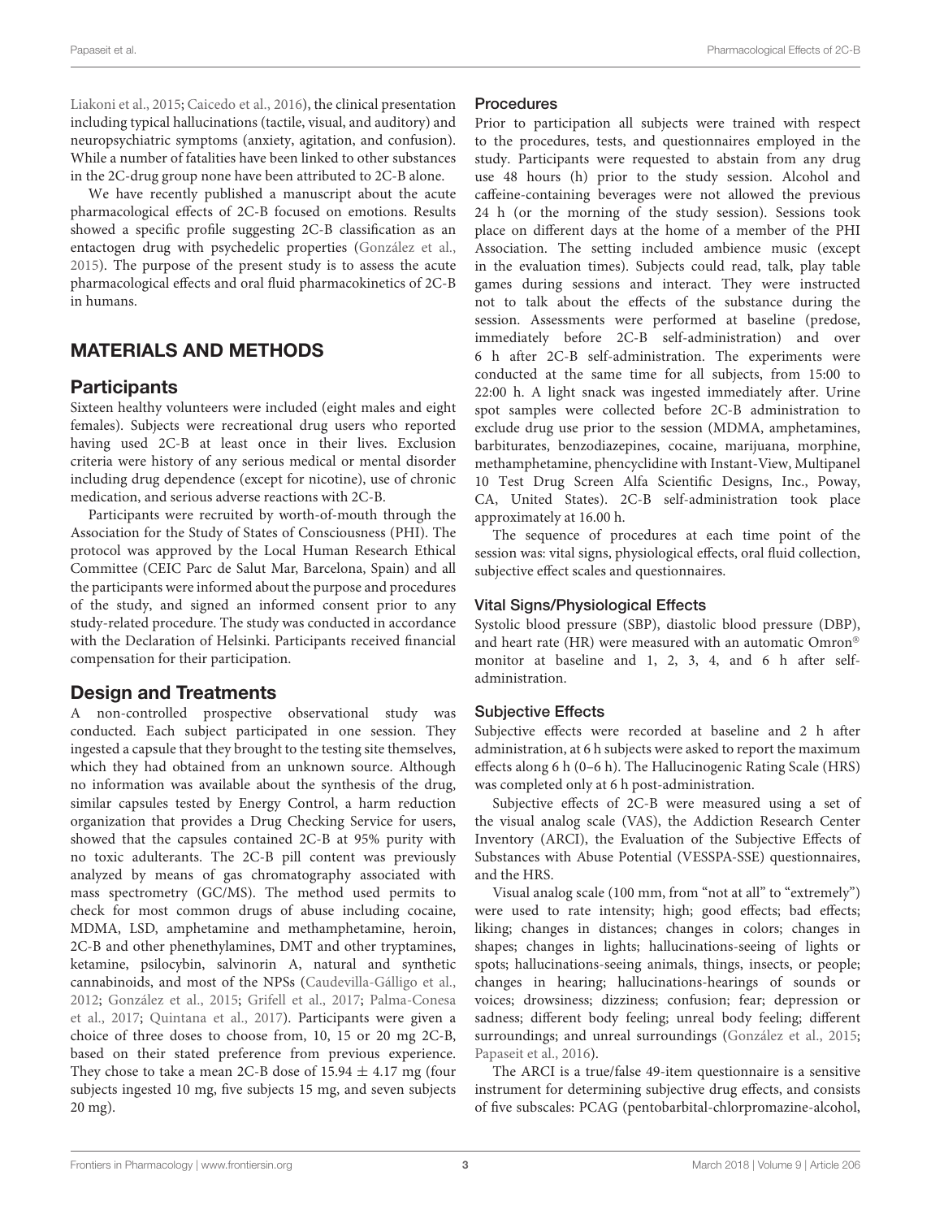Liakoni et al., 2015; Caicedo et al., 2016), the clinical presentation including typical hallucinations (tactile, visual, and auditory) and neuropsychiatric symptoms (anxiety, agitation, and confusion). While a number of fatalities have been linked to other substances in the 2C-drug group none have been attributed to 2C-B alone.

We have recently published a manuscript about the acute pharmacological effects of 2C-B focused on emotions. Results showed a specific profile suggesting 2C-B classification as an entactogen drug with psychedelic properties (González et al., 2015). The purpose of the present study is to assess the acute pharmacological effects and oral fluid pharmacokinetics of 2C-B in humans.

## MATERIALS AND METHODS

### Participants

Sixteen healthy volunteers were included (eight males and eight females). Subjects were recreational drug users who reported having used 2C-B at least once in their lives. Exclusion criteria were history of any serious medical or mental disorder including drug dependence (except for nicotine), use of chronic medication, and serious adverse reactions with 2C-B.

Participants were recruited by worth-of-mouth through the Association for the Study of States of Consciousness (PHI). The protocol was approved by the Local Human Research Ethical Committee (CEIC Parc de Salut Mar, Barcelona, Spain) and all the participants were informed about the purpose and procedures of the study, and signed an informed consent prior to any study-related procedure. The study was conducted in accordance with the Declaration of Helsinki. Participants received financial compensation for their participation.

### Design and Treatments

A non-controlled prospective observational study was conducted. Each subject participated in one session. They ingested a capsule that they brought to the testing site themselves, which they had obtained from an unknown source. Although no information was available about the synthesis of the drug, similar capsules tested by Energy Control, a harm reduction organization that provides a Drug Checking Service for users, showed that the capsules contained 2C-B at 95% purity with no toxic adulterants. The 2C-B pill content was previously analyzed by means of gas chromatography associated with mass spectrometry (GC/MS). The method used permits to check for most common drugs of abuse including cocaine, MDMA, LSD, amphetamine and methamphetamine, heroin, 2C-B and other phenethylamines, DMT and other tryptamines, ketamine, psilocybin, salvinorin A, natural and synthetic cannabinoids, and most of the NPSs (Caudevilla-Gálligo et al., 2012; González et al., 2015; Grifell et al., 2017; Palma-Conesa et al., 2017; Quintana et al., 2017). Participants were given a choice of three doses to choose from, 10, 15 or 20 mg 2C-B, based on their stated preference from previous experience. They chose to take a mean 2C-B dose of $15.94 \pm 4.17$ mg (four subjects ingested 10 mg, five subjects 15 mg, and seven subjects 20 mg).

#### Procedures

Prior to participation all subjects were trained with respect to the procedures, tests, and questionnaires employed in the study. Participants were requested to abstain from any drug use 48 hours (h) prior to the study session. Alcohol and caffeine-containing beverages were not allowed the previous 24 h (or the morning of the study session). Sessions took place on different days at the home of a member of the PHI Association. The setting included ambience music (except in the evaluation times). Subjects could read, talk, play table games during sessions and interact. They were instructed not to talk about the effects of the substance during the session. Assessments were performed at baseline (predose, immediately before 2C-B self-administration) and over 6 h after 2C-B self-administration. The experiments were conducted at the same time for all subjects, from 15:00 to 22:00 h. A light snack was ingested immediately after. Urine spot samples were collected before 2C-B administration to exclude drug use prior to the session (MDMA, amphetamines, barbiturates, benzodiazepines, cocaine, marijuana, morphine, methamphetamine, phencyclidine with Instant-View, Multipanel 10 Test Drug Screen Alfa Scientific Designs, Inc., Poway, CA, United States). 2C-B self-administration took place approximately at 16.00 h.

The sequence of procedures at each time point of the session was: vital signs, physiological effects, oral fluid collection, subjective effect scales and questionnaires.

#### Vital Signs/Physiological Effects

Systolic blood pressure (SBP), diastolic blood pressure (DBP), and heart rate (HR) were measured with an automatic Omron® monitor at baseline and 1, 2, 3, 4, and 6 h after self-administration.

#### Subjective Effects

Subjective effects were recorded at baseline and 2 h after administration, at 6 h subjects were asked to report the maximum effects along 6 h (0–6 h). The Hallucinogenic Rating Scale (HRS) was completed only at 6 h post-administration.

Subjective effects of 2C-B were measured using a set of the visual analog scale (VAS), the Addiction Research Center Inventory (ARCI), the Evaluation of the Subjective Effects of Substances with Abuse Potential (VESSPA-SSE) questionnaires, and the HRS.

Visual analog scale (100 mm, from "not at all" to "extremely") were used to rate intensity; high; good effects; bad effects; liking; changes in distances; changes in colors; changes in shapes; changes in lights; hallucinations-seeing of lights or spots; hallucinations-seeing animals, things, insects, or people; changes in hearing; hallucinations-hearings of sounds or voices; drowsiness; dizziness; confusion; fear; depression or sadness; different body feeling; unreal body feeling; different surroundings; and unreal surroundings (González et al., 2015; Papaseit et al., 2016).

The ARCI is a true/false 49-item questionnaire is a sensitive instrument for determining subjective drug effects, and consists of five subscales: PCAG (pentobarbital-chlorpromazine-alcohol,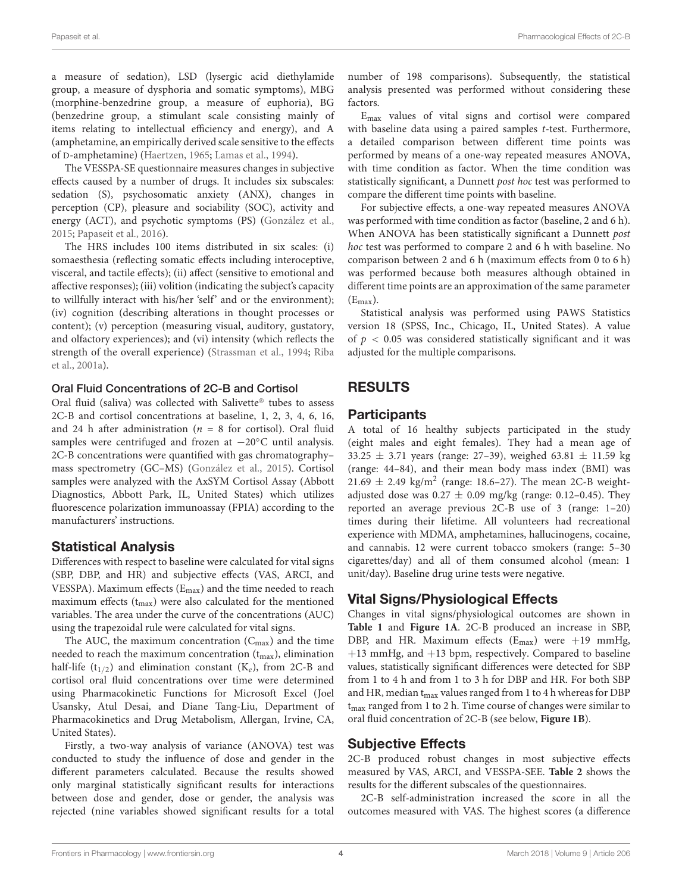a measure of sedation), LSD (lysergic acid diethylamide group, a measure of dysphoria and somatic symptoms), MBG (morphine-benzedrine group, a measure of euphoria), BG (benzedrine group, a stimulant scale consisting mainly of items relating to intellectual efficiency and energy), and A (amphetamine, an empirically derived scale sensitive to the effects of D-amphetamine) (Haertzen, 1965; Lamas et al., 1994).

The VESSPA-SE questionnaire measures changes in subjective effects caused by a number of drugs. It includes six subscales: sedation (S), psychosomatic anxiety (ANX), changes in perception (CP), pleasure and sociability (SOC), activity and energy (ACT), and psychotic symptoms (PS) (González et al., 2015; Papaseit et al., 2016).

The HRS includes 100 items distributed in six scales: (i) somaesthesia (reflecting somatic effects including interoceptive, visceral, and tactile effects); (ii) affect (sensitive to emotional and affective responses); (iii) volition (indicating the subject's capacity to willfully interact with his/her 'self' and or the environment); (iv) cognition (describing alterations in thought processes or content); (v) perception (measuring visual, auditory, gustatory, and olfactory experiences); and (vi) intensity (which reflects the strength of the overall experience) (Strassman et al., 1994; Riba et al., 2001a).

### Oral Fluid Concentrations of 2C-B and Cortisol

Oral fluid (saliva) was collected with Salivette® tubes to assess 2C-B and cortisol concentrations at baseline, 1, 2, 3, 4, 6, 16, and 24 h after administration ($n$ = 8 for cortisol). Oral fluid samples were centrifuged and frozen at −20°C until analysis. 2C-B concentrations were quantified with gas chromatography–mass spectrometry (GC–MS) (González et al., 2015). Cortisol samples were analyzed with the AxSYM Cortisol Assay (Abbott Diagnostics, Abbott Park, IL, United States) which utilizes fluorescence polarization immunoassay (FPIA) according to the manufacturers' instructions.

## Statistical Analysis

Differences with respect to baseline were calculated for vital signs (SBP, DBP, and HR) and subjective effects (VAS, ARCI, and VESSPA). Maximum effects ($E_{max}$) and the time needed to reach maximum effects ($t_{max}$) were also calculated for the mentioned variables. The area under the curve of the concentrations (AUC) using the trapezoidal rule were calculated for vital signs.

The AUC, the maximum concentration ($C_{max}$) and the time needed to reach the maximum concentration ($t_{max}$), elimination half-life ($t_{1/2}$) and elimination constant ($K_e$), from 2C-B and cortisol oral fluid concentrations over time were determined using Pharmacokinetic Functions for Microsoft Excel (Joel Usansky, Atul Desai, and Diane Tang-Liu, Department of Pharmacokinetics and Drug Metabolism, Allergan, Irvine, CA, United States).

Firstly, a two-way analysis of variance (ANOVA) test was conducted to study the influence of dose and gender in the different parameters calculated. Because the results showed only marginal statistically significant results for interactions between dose and gender, dose or gender, the analysis was rejected (nine variables showed significant results for a total number of 198 comparisons). Subsequently, the statistical analysis presented was performed without considering these factors.

$E_{max}$ values of vital signs and cortisol were compared with baseline data using a paired samples $t$-test. Furthermore, a detailed comparison between different time points was performed by means of a one-way repeated measures ANOVA, with time condition as factor. When the time condition was statistically significant, a Dunnett *post hoc* test was performed to compare the different time points with baseline.

For subjective effects, a one-way repeated measures ANOVA was performed with time condition as factor (baseline, 2 and 6 h). When ANOVA has been statistically significant a Dunnett *post hoc* test was performed to compare 2 and 6 h with baseline. No comparison between 2 and 6 h (maximum effects from 0 to 6 h) was performed because both measures although obtained in different time points are an approximation of the same parameter ($E_{max}$).

Statistical analysis was performed using PAWS Statistics version 18 (SPSS, Inc., Chicago, IL, United States). A value of $p < 0.05$ was considered statistically significant and it was adjusted for the multiple comparisons.

# RESULTS

## Participants

A total of 16 healthy subjects participated in the study (eight males and eight females). They had a mean age of 33.25 ± 3.71 years (range: 27–39), weighed 63.81 ± 11.59 kg (range: 44–84), and their mean body mass index (BMI) was 21.69 ± 2.49 kg/m$^2$ (range: 18.6–27). The mean 2C-B weight-adjusted dose was 0.27 ± 0.09 mg/kg (range: 0.12–0.45). They reported an average previous 2C-B use of 3 (range: 1–20) times during their lifetime. All volunteers had recreational experience with MDMA, amphetamines, hallucinogens, cocaine, and cannabis. 12 were current tobacco smokers (range: 5–30 cigarettes/day) and all of them consumed alcohol (mean: 1 unit/day). Baseline drug urine tests were negative.

## Vital Signs/Physiological Effects

Changes in vital signs/physiological outcomes are shown in **Table 1** and **Figure 1A**. 2C-B produced an increase in SBP, DBP, and HR. Maximum effects ($E_{max}$) were +19 mmHg, +13 mmHg, and +13 bpm, respectively. Compared to baseline values, statistically significant differences were detected for SBP from 1 to 4 h and from 1 to 3 h for DBP and HR. For both SBP and HR, median $t_{max}$ values ranged from 1 to 4 h whereas for DBP $t_{max}$ ranged from 1 to 2 h. Time course of changes were similar to oral fluid concentration of 2C-B (see below, **Figure 1B**).

## Subjective Effects

2C-B produced robust changes in most subjective effects measured by VAS, ARCI, and VESSPA-SEE. **Table 2** shows the results for the different subscales of the questionnaires.

2C-B self-administration increased the score in all the outcomes measured with VAS. The highest scores (a difference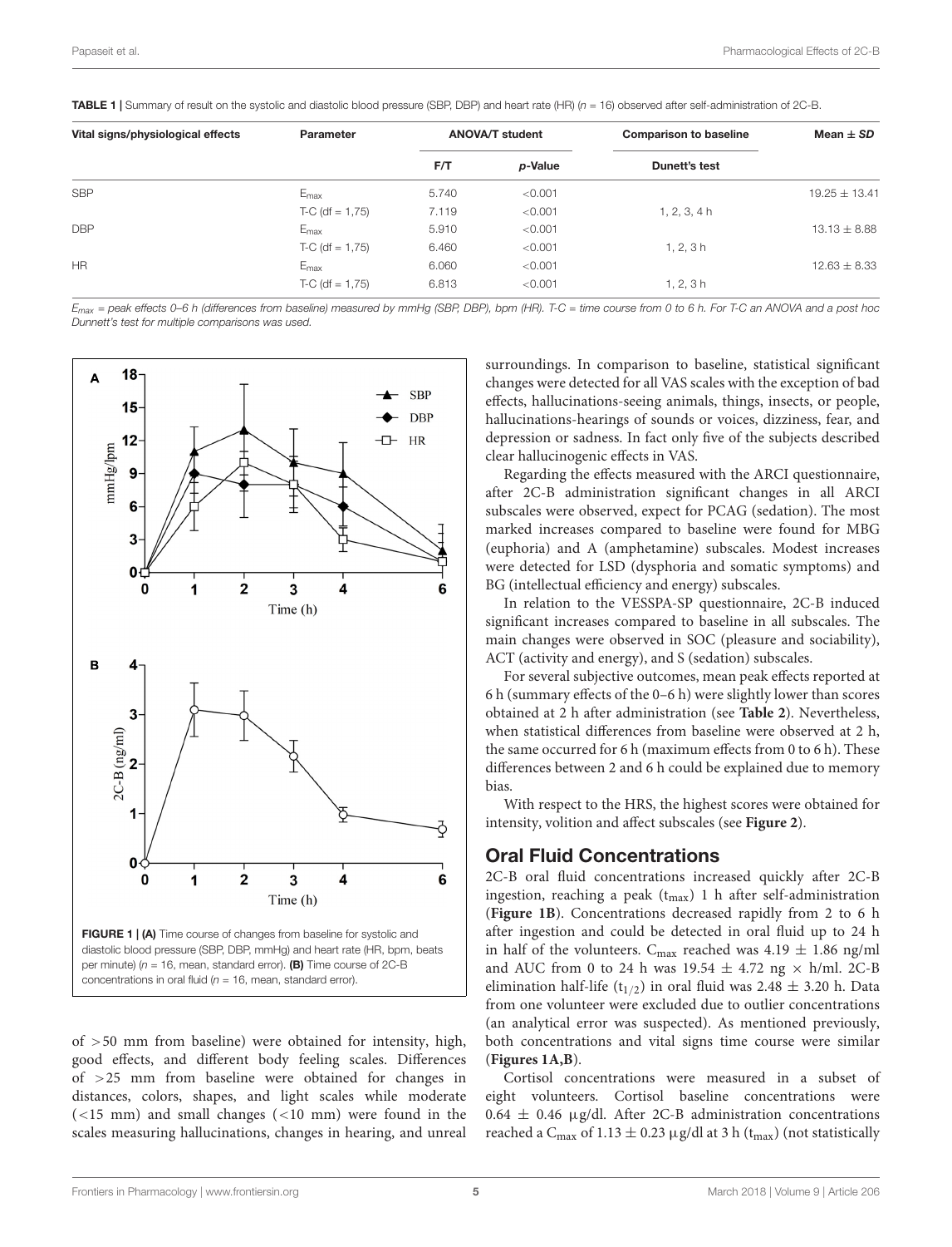**TABLE 1** | Summary of result on the systolic and diastolic blood pressure (SBP, DBP) and heart rate (HR) (*n* = 16) observed after self-administration of 2C-B.

| Vital signs/physiological effects | Parameter | ANOVA/T student | | Comparison to baseline | Mean ± *SD* |
|---|---|---|---|---|---|
| | | F/T | *p*-Value | Dunett's test | |
| SBP | $E_{max}$ | 5.740 | <0.001 | | 19.25 ± 13.41 |
| | T-C (df = 1,75) | 7.119 | <0.001 | 1, 2, 3, 4 h | |
| DBP | $E_{max}$ | 5.910 | <0.001 | | 13.13 ± 8.88 |
| | T-C (df = 1,75) | 6.460 | <0.001 | 1, 2, 3 h | |
| HR | $E_{max}$ | 6.060 | <0.001 | | 12.63 ± 8.33 |
| | T-C (df = 1,75) | 6.813 | <0.001 | 1, 2, 3 h | |

*$E_{max}$ = peak effects 0–6 h (differences from baseline) measured by mmHg (SBP, DBP), bpm (HR). T-C = time course from 0 to 6 h. For T-C an ANOVA and a post hoc Dunnett's test for multiple comparisons was used.*

**FIGURE 1 | (A)** Time course of changes from baseline for systolic and diastolic blood pressure (SBP, DBP, mmHg) and heart rate (HR, bpm, beats per minute) (*n* = 16, mean, standard error). **(B)** Time course of 2C-B concentrations in oral fluid (*n* = 16, mean, standard error).

of >50 mm from baseline) were obtained for intensity, high, good effects, and different body feeling scales. Differences of >25 mm from baseline were obtained for changes in distances, colors, shapes, and light scales while moderate (<15 mm) and small changes (<10 mm) were found in the scales measuring hallucinations, changes in hearing, and unreal surroundings. In comparison to baseline, statistical significant changes were detected for all VAS scales with the exception of bad effects, hallucinations-seeing animals, things, insects, or people, hallucinations-hearings of sounds or voices, dizziness, fear, and depression or sadness. In fact only five of the subjects described clear hallucinogenic effects in VAS.

Regarding the effects measured with the ARCI questionnaire, after 2C-B administration significant changes in all ARCI subscales were observed, expect for PCAG (sedation). The most marked increases compared to baseline were found for MBG (euphoria) and A (amphetamine) subscales. Modest increases were detected for LSD (dysphoria and somatic symptoms) and BG (intellectual efficiency and energy) subscales.

In relation to the VESSPA-SP questionnaire, 2C-B induced significant increases compared to baseline in all subscales. The main changes were observed in SOC (pleasure and sociability), ACT (activity and energy), and S (sedation) subscales.

For several subjective outcomes, mean peak effects reported at 6 h (summary effects of the 0–6 h) were slightly lower than scores obtained at 2 h after administration (see **Table 2**). Nevertheless, when statistical differences from baseline were observed at 2 h, the same occurred for 6 h (maximum effects from 0 to 6 h). These differences between 2 and 6 h could be explained due to memory bias.

With respect to the HRS, the highest scores were obtained for intensity, volition and affect subscales (see **Figure 2**).

## Oral Fluid Concentrations

2C-B oral fluid concentrations increased quickly after 2C-B ingestion, reaching a peak ($t_{max}$) 1 h after self-administration (**Figure 1B**). Concentrations decreased rapidly from 2 to 6 h after ingestion and could be detected in oral fluid up to 24 h in half of the volunteers. $C_{max}$ reached was 4.19 ± 1.86 ng/ml and AUC from 0 to 24 h was 19.54 ± 4.72 ng × h/ml. 2C-B elimination half-life ($t_{1/2}$) in oral fluid was 2.48 ± 3.20 h. Data from one volunteer were excluded due to outlier concentrations (an analytical error was suspected). As mentioned previously, both concentrations and vital signs time course were similar (**Figures 1A,B**).

Cortisol concentrations were measured in a subset of eight volunteers. Cortisol baseline concentrations were 0.64 ± 0.46 μg/dl. After 2C-B administration concentrations reached a $C_{max}$ of 1.13 ± 0.23 μg/dl at 3 h ($t_{max}$) (not statistically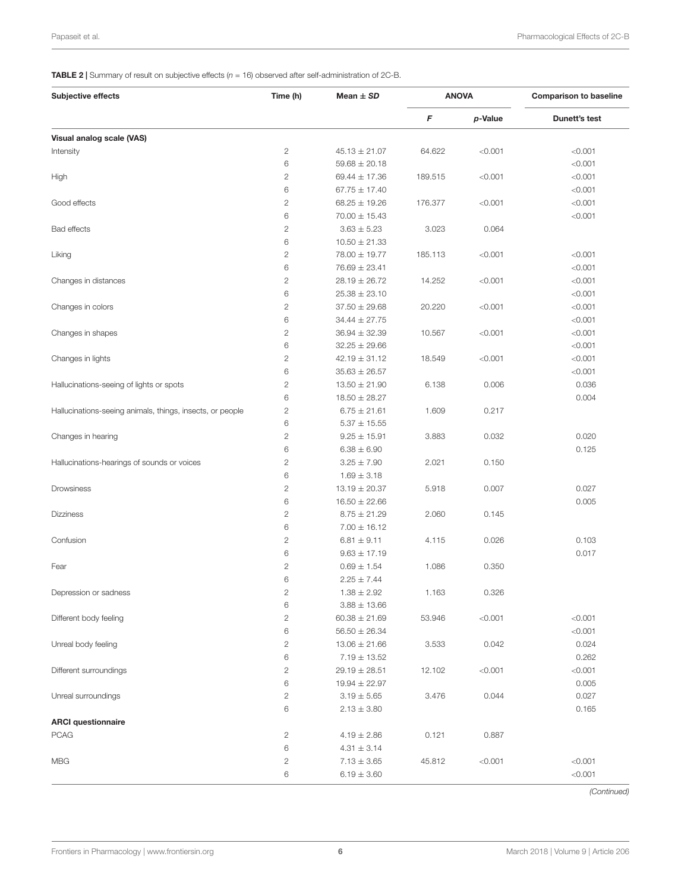**TABLE 2 |** Summary of result on subjective effects ($n = 16$) observed after self-administration of 2C-B.

| Subjective effects | Time (h) | Mean ± *SD* | ANOVA | | Comparison to baseline |
|---|---|---|---|---|---|
| | | | *F* | *p*-Value | Dunett's test |
| **Visual analog scale (VAS)** | | | | | |
| Intensity | 2 | 45.13 ± 21.07 | 64.622 | <0.001 | <0.001 |
| | 6 | 59.68 ± 20.18 | | | <0.001 |
| High | 2 | 69.44 ± 17.36 | 189.515 | <0.001 | <0.001 |
| | 6 | 67.75 ± 17.40 | | | <0.001 |
| Good effects | 2 | 68.25 ± 19.26 | 176.377 | <0.001 | <0.001 |
| | 6 | 70.00 ± 15.43 | | | <0.001 |
| Bad effects | 2 | 3.63 ± 5.23 | 3.023 | 0.064 | |
| | 6 | 10.50 ± 21.33 | | | |
| Liking | 2 | 78.00 ± 19.77 | 185.113 | <0.001 | <0.001 |
| | 6 | 76.69 ± 23.41 | | | <0.001 |
| Changes in distances | 2 | 28.19 ± 26.72 | 14.252 | <0.001 | <0.001 |
| | 6 | 25.38 ± 23.10 | | | <0.001 |
| Changes in colors | 2 | 37.50 ± 29.68 | 20.220 | <0.001 | <0.001 |
| | 6 | 34.44 ± 27.75 | | | <0.001 |
| Changes in shapes | 2 | 36.94 ± 32.39 | 10.567 | <0.001 | <0.001 |
| | 6 | 32.25 ± 29.66 | | | <0.001 |
| Changes in lights | 2 | 42.19 ± 31.12 | 18.549 | <0.001 | <0.001 |
| | 6 | 35.63 ± 26.57 | | | <0.001 |
| Hallucinations-seeing of lights or spots | 2 | 13.50 ± 21.90 | 6.138 | 0.006 | 0.036 |
| | 6 | 18.50 ± 28.27 | | | 0.004 |
| Hallucinations-seeing animals, things, insects, or people | 2 | 6.75 ± 21.61 | 1.609 | 0.217 | |
| | 6 | 5.37 ± 15.55 | | | |
| Changes in hearing | 2 | 9.25 ± 15.91 | 3.883 | 0.032 | 0.020 |
| | 6 | 6.38 ± 6.90 | | | 0.125 |
| Hallucinations-hearings of sounds or voices | 2 | 3.25 ± 7.90 | 2.021 | 0.150 | |
| | 6 | 1.69 ± 3.18 | | | |
| Drowsiness | 2 | 13.19 ± 20.37 | 5.918 | 0.007 | 0.027 |
| | 6 | 16.50 ± 22.66 | | | 0.005 |
| Dizziness | 2 | 8.75 ± 21.29 | 2.060 | 0.145 | |
| | 6 | 7.00 ± 16.12 | | | |
| Confusion | 2 | 6.81 ± 9.11 | 4.115 | 0.026 | 0.103 |
| | 6 | 9.63 ± 17.19 | | | 0.017 |
| Fear | 2 | 0.69 ± 1.54 | 1.086 | 0.350 | |
| | 6 | 2.25 ± 7.44 | | | |
| Depression or sadness | 2 | 1.38 ± 2.92 | 1.163 | 0.326 | |
| | 6 | 3.88 ± 13.66 | | | |
| Different body feeling | 2 | 60.38 ± 21.69 | 53.946 | <0.001 | <0.001 |
| | 6 | 56.50 ± 26.34 | | | <0.001 |
| Unreal body feeling | 2 | 13.06 ± 21.66 | 3.533 | 0.042 | 0.024 |
| | 6 | 7.19 ± 13.52 | | | 0.262 |
| Different surroundings | 2 | 29.19 ± 28.51 | 12.102 | <0.001 | <0.001 |
| | 6 | 19.94 ± 22.97 | | | 0.005 |
| Unreal surroundings | 2 | 3.19 ± 5.65 | 3.476 | 0.044 | 0.027 |
| | 6 | 2.13 ± 3.80 | | | 0.165 |
| **ARCI questionnaire** | | | | | |
| PCAG | 2 | 4.19 ± 2.86 | 0.121 | 0.887 | |
| | 6 | 4.31 ± 3.14 | | | |
| MBG | 2 | 7.13 ± 3.65 | 45.812 | <0.001 | <0.001 |
| | 6 | 6.19 ± 3.60 | | | <0.001 |

*(Continued)*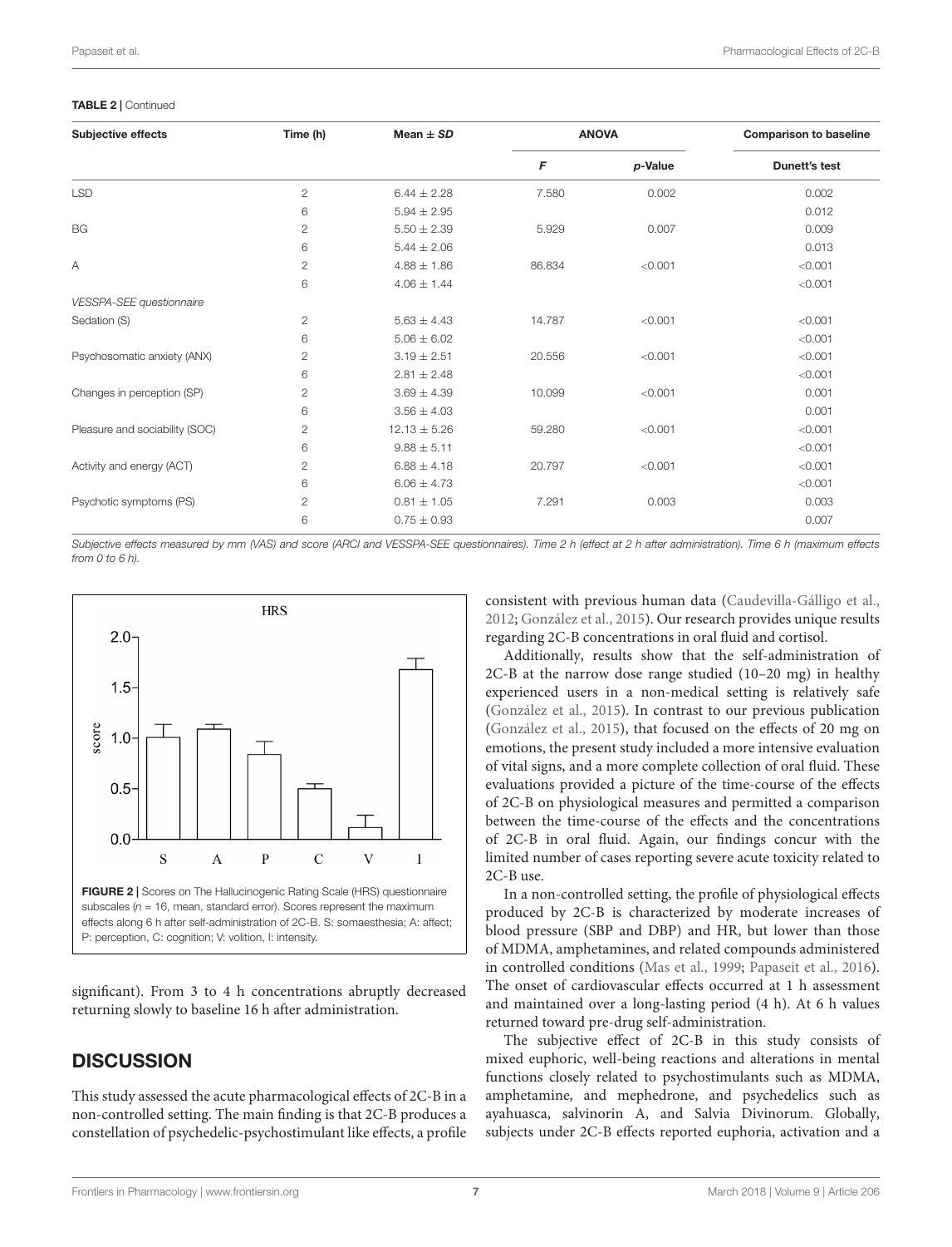**TABLE 2 |** Continued

| Subjective effects | Time (h) | Mean ± *SD* | ANOVA | | Comparison to baseline |
|---|---|---|---|---|---|
| | | | *F* | *p*-Value | Dunett's test |
| LSD | 2 | 6.44 ± 2.28 | 7.580 | 0.002 | 0.002 |
| | 6 | 5.94 ± 2.95 | | | 0.012 |
| BG | 2 | 5.50 ± 2.39 | 5.929 | 0.007 | 0.009 |
| | 6 | 5.44 ± 2.06 | | | 0.013 |
| A | 2 | 4.88 ± 1.86 | 86.834 | <0.001 | <0.001 |
| | 6 | 4.06 ± 1.44 | | | <0.001 |
| *VESSPA-SEE questionnaire* | | | | | |
| Sedation (S) | 2 | 5.63 ± 4.43 | 14.787 | <0.001 | <0.001 |
| | 6 | 5.06 ± 6.02 | | | <0.001 |
| Psychosomatic anxiety (ANX) | 2 | 3.19 ± 2.51 | 20.556 | <0.001 | <0.001 |
| | 6 | 2.81 ± 2.48 | | | <0.001 |
| Changes in perception (SP) | 2 | 3.69 ± 4.39 | 10.099 | <0.001 | 0.001 |
| | 6 | 3.56 ± 4.03 | | | 0.001 |
| Pleasure and sociability (SOC) | 2 | 12.13 ± 5.26 | 59.280 | <0.001 | <0.001 |
| | 6 | 9.88 ± 5.11 | | | <0.001 |
| Activity and energy (ACT) | 2 | 6.88 ± 4.18 | 20.797 | <0.001 | <0.001 |
| | 6 | 6.06 ± 4.73 | | | <0.001 |
| Psychotic symptoms (PS) | 2 | 0.81 ± 1.05 | 7.291 | 0.003 | 0.003 |
| | 6 | 0.75 ± 0.93 | | | 0.007 |

*Subjective effects measured by mm (VAS) and score (ARCI and VESSPA-SEE questionnaires). Time 2 h (effect at 2 h after administration). Time 6 h (maximum effects from 0 to 6 h).*

**FIGURE 2 |** Scores on The Hallucinogenic Rating Scale (HRS) questionnaire subscales ($n$ = 16, mean, standard error). Scores represent the maximum effects along 6 h after self-administration of 2C-B. S: somaesthesia; A: affect; P: perception, C: cognition; V: volition, I: intensity.

significant). From 3 to 4 h concentrations abruptly decreased returning slowly to baseline 16 h after administration.

## DISCUSSION

This study assessed the acute pharmacological effects of 2C-B in a non-controlled setting. The main finding is that 2C-B produces a constellation of psychedelic-psychostimulant like effects, a profile consistent with previous human data (Caudevilla-Gálligo et al., 2012; González et al., 2015). Our research provides unique results regarding 2C-B concentrations in oral fluid and cortisol.

Additionally, results show that the self-administration of 2C-B at the narrow dose range studied (10–20 mg) in healthy experienced users in a non-medical setting is relatively safe (González et al., 2015). In contrast to our previous publication (González et al., 2015), that focused on the effects of 20 mg on emotions, the present study included a more intensive evaluation of vital signs, and a more complete collection of oral fluid. These evaluations provided a picture of the time-course of the effects of 2C-B on physiological measures and permitted a comparison between the time-course of the effects and the concentrations of 2C-B in oral fluid. Again, our findings concur with the limited number of cases reporting severe acute toxicity related to 2C-B use.

In a non-controlled setting, the profile of physiological effects produced by 2C-B is characterized by moderate increases of blood pressure (SBP and DBP) and HR, but lower than those of MDMA, amphetamines, and related compounds administered in controlled conditions (Mas et al., 1999; Papaseit et al., 2016). The onset of cardiovascular effects occurred at 1 h assessment and maintained over a long-lasting period (4 h). At 6 h values returned toward pre-drug self-administration.

The subjective effect of 2C-B in this study consists of mixed euphoric, well-being reactions and alterations in mental functions closely related to psychostimulants such as MDMA, amphetamine, and mephedrone, and psychedelics such as ayahuasca, salvinorin A, and Salvia Divinorum. Globally, subjects under 2C-B effects reported euphoria, activation and a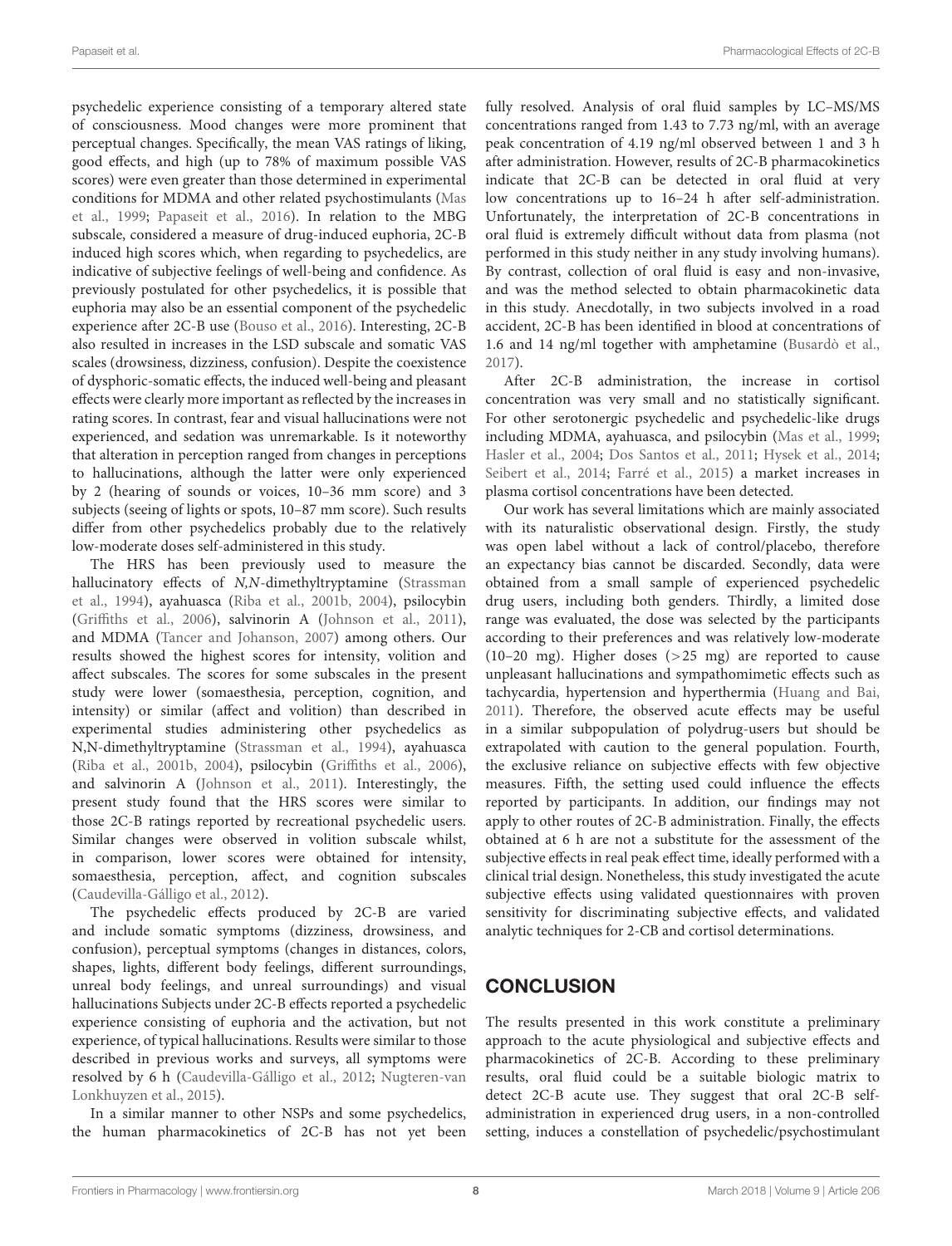psychedelic experience consisting of a temporary altered state of consciousness. Mood changes were more prominent that perceptual changes. Specifically, the mean VAS ratings of liking, good effects, and high (up to 78% of maximum possible VAS scores) were even greater than those determined in experimental conditions for MDMA and other related psychostimulants (Mas et al., 1999; Papaseit et al., 2016). In relation to the MBG subscale, considered a measure of drug-induced euphoria, 2C-B induced high scores which, when regarding to psychedelics, are indicative of subjective feelings of well-being and confidence. As previously postulated for other psychedelics, it is possible that euphoria may also be an essential component of the psychedelic experience after 2C-B use (Bouso et al., 2016). Interesting, 2C-B also resulted in increases in the LSD subscale and somatic VAS scales (drowsiness, dizziness, confusion). Despite the coexistence of dysphoric-somatic effects, the induced well-being and pleasant effects were clearly more important as reflected by the increases in rating scores. In contrast, fear and visual hallucinations were not experienced, and sedation was unremarkable. Is it noteworthy that alteration in perception ranged from changes in perceptions to hallucinations, although the latter were only experienced by 2 (hearing of sounds or voices, 10–36 mm score) and 3 subjects (seeing of lights or spots, 10–87 mm score). Such results differ from other psychedelics probably due to the relatively low-moderate doses self-administered in this study.

The HRS has been previously used to measure the hallucinatory effects of *N,N*-dimethyltryptamine (Strassman et al., 1994), ayahuasca (Riba et al., 2001b, 2004), psilocybin (Griffiths et al., 2006), salvinorin A (Johnson et al., 2011), and MDMA (Tancer and Johanson, 2007) among others. Our results showed the highest scores for intensity, volition and affect subscales. The scores for some subscales in the present study were lower (somaesthesia, perception, cognition, and intensity) or similar (affect and volition) than described in experimental studies administering other psychedelics as N,N-dimethyltryptamine (Strassman et al., 1994), ayahuasca (Riba et al., 2001b, 2004), psilocybin (Griffiths et al., 2006), and salvinorin A (Johnson et al., 2011). Interestingly, the present study found that the HRS scores were similar to those 2C-B ratings reported by recreational psychedelic users. Similar changes were observed in volition subscale whilst, in comparison, lower scores were obtained for intensity, somaesthesia, perception, affect, and cognition subscales (Caudevilla-Gálligo et al., 2012).

The psychedelic effects produced by 2C-B are varied and include somatic symptoms (dizziness, drowsiness, and confusion), perceptual symptoms (changes in distances, colors, shapes, lights, different body feelings, different surroundings, unreal body feelings, and unreal surroundings) and visual hallucinations Subjects under 2C-B effects reported a psychedelic experience consisting of euphoria and the activation, but not experience, of typical hallucinations. Results were similar to those described in previous works and surveys, all symptoms were resolved by 6 h (Caudevilla-Gálligo et al., 2012; Nugteren-van Lonkhuyzen et al., 2015).

In a similar manner to other NSPs and some psychedelics, the human pharmacokinetics of 2C-B has not yet been fully resolved. Analysis of oral fluid samples by LC–MS/MS concentrations ranged from 1.43 to 7.73 ng/ml, with an average peak concentration of 4.19 ng/ml observed between 1 and 3 h after administration. However, results of 2C-B pharmacokinetics indicate that 2C-B can be detected in oral fluid at very low concentrations up to 16–24 h after self-administration. Unfortunately, the interpretation of 2C-B concentrations in oral fluid is extremely difficult without data from plasma (not performed in this study neither in any study involving humans). By contrast, collection of oral fluid is easy and non-invasive, and was the method selected to obtain pharmacokinetic data in this study. Anecdotally, in two subjects involved in a road accident, 2C-B has been identified in blood at concentrations of 1.6 and 14 ng/ml together with amphetamine (Busardò et al., 2017).

After 2C-B administration, the increase in cortisol concentration was very small and no statistically significant. For other serotonergic psychedelic and psychedelic-like drugs including MDMA, ayahuasca, and psilocybin (Mas et al., 1999; Hasler et al., 2004; Dos Santos et al., 2011; Hysek et al., 2014; Seibert et al., 2014; Farré et al., 2015) a market increases in plasma cortisol concentrations have been detected.

Our work has several limitations which are mainly associated with its naturalistic observational design. Firstly, the study was open label without a lack of control/placebo, therefore an expectancy bias cannot be discarded. Secondly, data were obtained from a small sample of experienced psychedelic drug users, including both genders. Thirdly, a limited dose range was evaluated, the dose was selected by the participants according to their preferences and was relatively low-moderate (10–20 mg). Higher doses (>25 mg) are reported to cause unpleasant hallucinations and sympathomimetic effects such as tachycardia, hypertension and hyperthermia (Huang and Bai, 2011). Therefore, the observed acute effects may be useful in a similar subpopulation of polydrug-users but should be extrapolated with caution to the general population. Fourth, the exclusive reliance on subjective effects with few objective measures. Fifth, the setting used could influence the effects reported by participants. In addition, our findings may not apply to other routes of 2C-B administration. Finally, the effects obtained at 6 h are not a substitute for the assessment of the subjective effects in real peak effect time, ideally performed with a clinical trial design. Nonetheless, this study investigated the acute subjective effects using validated questionnaires with proven sensitivity for discriminating subjective effects, and validated analytic techniques for 2-CB and cortisol determinations.

## CONCLUSION

The results presented in this work constitute a preliminary approach to the acute physiological and subjective effects and pharmacokinetics of 2C-B. According to these preliminary results, oral fluid could be a suitable biologic matrix to detect 2C-B acute use. They suggest that oral 2C-B self-administration in experienced drug users, in a non-controlled setting, induces a constellation of psychedelic/psychostimulant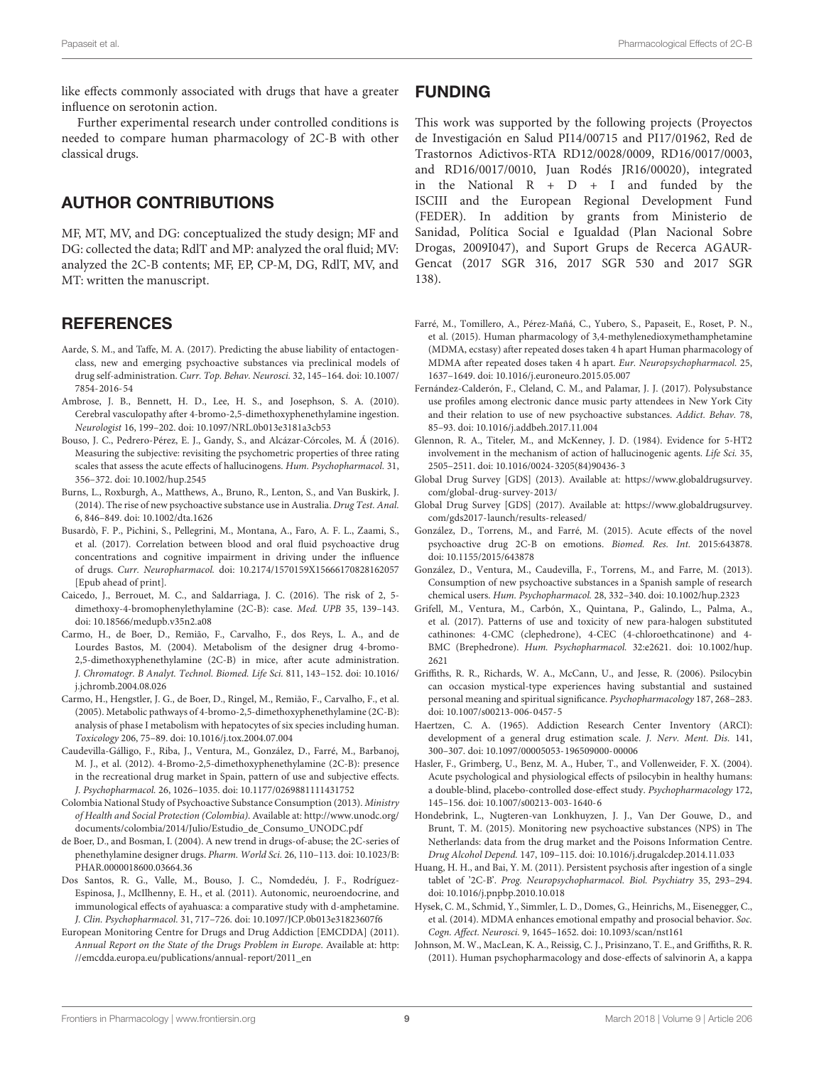like effects commonly associated with drugs that have a greater influence on serotonin action.

Further experimental research under controlled conditions is needed to compare human pharmacology of 2C-B with other classical drugs.

## AUTHOR CONTRIBUTIONS

MF, MT, MV, and DG: conceptualized the study design; MF and DG: collected the data; RdlT and MP: analyzed the oral fluid; MV: analyzed the 2C-B contents; MF, EP, CP-M, DG, RdlT, MV, and MT: written the manuscript.

## REFERENCES

Aarde, S. M., and Taffe, M. A. (2017). Predicting the abuse liability of entactogen-class, new and emerging psychoactive substances via preclinical models of drug self-administration. *Curr. Top. Behav. Neurosci.* 32, 145–164. doi: 10.1007/7854-2016-54

Ambrose, J. B., Bennett, H. D., Lee, H. S., and Josephson, S. A. (2010). Cerebral vasculopathy after 4-bromo-2,5-dimethoxyphenethylamine ingestion. *Neurologist* 16, 199–202. doi: 10.1097/NRL.0b013e3181a3cb53

Bouso, J. C., Pedrero-Pérez, E. J., Gandy, S., and Alcázar-Córcoles, M. Á. (2016). Measuring the subjective: revisiting the psychometric properties of three rating scales that assess the acute effects of hallucinogens. *Hum. Psychopharmacol.* 31, 356–372. doi: 10.1002/hup.2545

Burns, L., Roxburgh, A., Matthews, A., Bruno, R., Lenton, S., and Van Buskirk, J. (2014). The rise of new psychoactive substance use in Australia. *Drug Test. Anal.* 6, 846–849. doi: 10.1002/dta.1626

Busardò, F. P., Pichini, S., Pellegrini, M., Montana, A., Faro, A. F. L., Zaami, S., et al. (2017). Correlation between blood and oral fluid psychoactive drug concentrations and cognitive impairment in driving under the influence of drugs. *Curr. Neuropharmacol.* doi: 10.2174/1570159X15666170828162057 [Epub ahead of print].

Caicedo, J., Berrouet, M. C., and Saldarriaga, J. C. (2016). The risk of 2, 5-dimethoxy-4-bromophenylethylamine (2C-B): case. *Med. UPB* 35, 139–143. doi: 10.18566/medupb.v35n2.a08

Carmo, H., de Boer, D., Remião, F., Carvalho, F., dos Reys, L. A., and de Lourdes Bastos, M. (2004). Metabolism of the designer drug 4-bromo-2,5-dimethoxyphenethylamine (2C-B) in mice, after acute administration. *J. Chromatogr. B Analyt. Technol. Biomed. Life Sci.* 811, 143–152. doi: 10.1016/j.jchromb.2004.08.026

Carmo, H., Hengstler, J. G., de Boer, D., Ringel, M., Remião, F., Carvalho, F., et al. (2005). Metabolic pathways of 4-bromo-2,5-dimethoxyphenethylamine (2C-B): analysis of phase I metabolism with hepatocytes of six species including human. *Toxicology* 206, 75–89. doi: 10.1016/j.tox.2004.07.004

Caudevilla-Gálligo, F., Riba, J., Ventura, M., González, D., Farré, M., Barbanoj, M. J., et al. (2012). 4-Bromo-2,5-dimethoxyphenethylamine (2C-B): presence in the recreational drug market in Spain, pattern of use and subjective effects. *J. Psychopharmacol.* 26, 1026–1035. doi: 10.1177/0269881111431752

Colombia National Study of Psychoactive Substance Consumption (2013). *Ministry of Health and Social Protection (Colombia).* Available at: http://www.unodc.org/documents/colombia/2014/Julio/Estudio_de_Consumo_UNODC.pdf

de Boer, D., and Bosman, I. (2004). A new trend in drugs-of-abuse; the 2C-series of phenethylamine designer drugs. *Pharm. World Sci.* 26, 110–113. doi: 10.1023/B:PHAR.0000018600.03664.36

Dos Santos, R. G., Valle, M., Bouso, J. C., Nomdedéu, J. F., Rodríguez-Espinosa, J., McIlhenny, E. H., et al. (2011). Autonomic, neuroendocrine, and immunological effects of ayahuasca: a comparative study with d-amphetamine. *J. Clin. Psychopharmacol.* 31, 717–726. doi: 10.1097/JCP.0b013e31823607f6

European Monitoring Centre for Drugs and Drug Addiction [EMCDDA] (2011). *Annual Report on the State of the Drugs Problem in Europe.* Available at: http://emcdda.europa.eu/publications/annual-report/2011_en

## FUNDING

This work was supported by the following projects (Proyectos de Investigación en Salud PI14/00715 and PI17/01962, Red de Trastornos Adictivos-RTA RD12/0028/0009, RD16/0017/0003, and RD16/0017/0010, Juan Rodés JR16/00020), integrated in the National R + D + I and funded by the ISCIII and the European Regional Development Fund (FEDER). In addition by grants from Ministerio de Sanidad, Política Social e Igualdad (Plan Nacional Sobre Drogas, 2009I047), and Suport Grups de Recerca AGAUR-Gencat (2017 SGR 316, 2017 SGR 530 and 2017 SGR 138).

Farré, M., Tomillero, A., Pérez-Mañá, C., Yubero, S., Papaseit, E., Roset, P. N., et al. (2015). Human pharmacology of 3,4-methylenedioxymethamphetamine (MDMA, ecstasy) after repeated doses taken 4 h apart Human pharmacology of MDMA after repeated doses taken 4 h apart. *Eur. Neuropsychopharmacol.* 25, 1637–1649. doi: 10.1016/j.euroneuro.2015.05.007

Fernández-Calderón, F., Cleland, C. M., and Palamar, J. J. (2017). Polysubstance use profiles among electronic dance music party attendees in New York City and their relation to use of new psychoactive substances. *Addict. Behav.* 78, 85–93. doi: 10.1016/j.addbeh.2017.11.004

Glennon, R. A., Titeler, M., and McKenney, J. D. (1984). Evidence for 5-HT2 involvement in the mechanism of action of hallucinogenic agents. *Life Sci.* 35, 2505–2511. doi: 10.1016/0024-3205(84)90436-3

Global Drug Survey [GDS] (2013). Available at: https://www.globaldrugsurvey.com/global-drug-survey-2013/

Global Drug Survey [GDS] (2017). Available at: https://www.globaldrugsurvey.com/gds2017-launch/results-released/

González, D., Torrens, M., and Farré, M. (2015). Acute effects of the novel psychoactive drug 2C-B on emotions. *Biomed. Res. Int.* 2015:643878. doi: 10.1155/2015/643878

González, D., Ventura, M., Caudevilla, F., Torrens, M., and Farre, M. (2013). Consumption of new psychoactive substances in a Spanish sample of research chemical users. *Hum. Psychopharmacol.* 28, 332–340. doi: 10.1002/hup.2323

Grifell, M., Ventura, M., Carbón, X., Quintana, P., Galindo, L., Palma, A., et al. (2017). Patterns of use and toxicity of new para-halogen substituted cathinones: 4-CMC (clephedrone), 4-CEC (4-chloroethcatinone) and 4-BMC (Brephedrone). *Hum. Psychopharmacol.* 32:e2621. doi: 10.1002/hup.2621

Griffiths, R. R., Richards, W. A., McCann, U., and Jesse, R. (2006). Psilocybin can occasion mystical-type experiences having substantial and sustained personal meaning and spiritual significance. *Psychopharmacology* 187, 268–283. doi: 10.1007/s00213-006-0457-5

Haertzen, C. A. (1965). Addiction Research Center Inventory (ARCI): development of a general drug estimation scale. *J. Nerv. Ment. Dis.* 141, 300–307. doi: 10.1097/00005053-196509000-00006

Hasler, F., Grimberg, U., Benz, M. A., Huber, T., and Vollenweider, F. X. (2004). Acute psychological and physiological effects of psilocybin in healthy humans: a double-blind, placebo-controlled dose-effect study. *Psychopharmacology* 172, 145–156. doi: 10.1007/s00213-003-1640-6

Hondebrink, L., Nugteren-van Lonkhuyzen, J. J., Van Der Gouwe, D., and Brunt, T. M. (2015). Monitoring new psychoactive substances (NPS) in The Netherlands: data from the drug market and the Poisons Information Centre. *Drug Alcohol Depend.* 147, 109–115. doi: 10.1016/j.drugalcdep.2014.11.033

Huang, H. H., and Bai, Y. M. (2011). Persistent psychosis after ingestion of a single tablet of '2C-B'. *Prog. Neuropsychopharmacol. Biol. Psychiatry* 35, 293–294. doi: 10.1016/j.pnpbp.2010.10.018

Hysek, C. M., Schmid, Y., Simmler, L. D., Domes, G., Heinrichs, M., Eisenegger, C., et al. (2014). MDMA enhances emotional empathy and prosocial behavior. *Soc. Cogn. Affect. Neurosci.* 9, 1645–1652. doi: 10.1093/scan/nst161

Johnson, M. W., MacLean, K. A., Reissig, C. J., Prisinzano, T. E., and Griffiths, R. R. (2011). Human psychopharmacology and dose-effects of salvinorin A, a kappa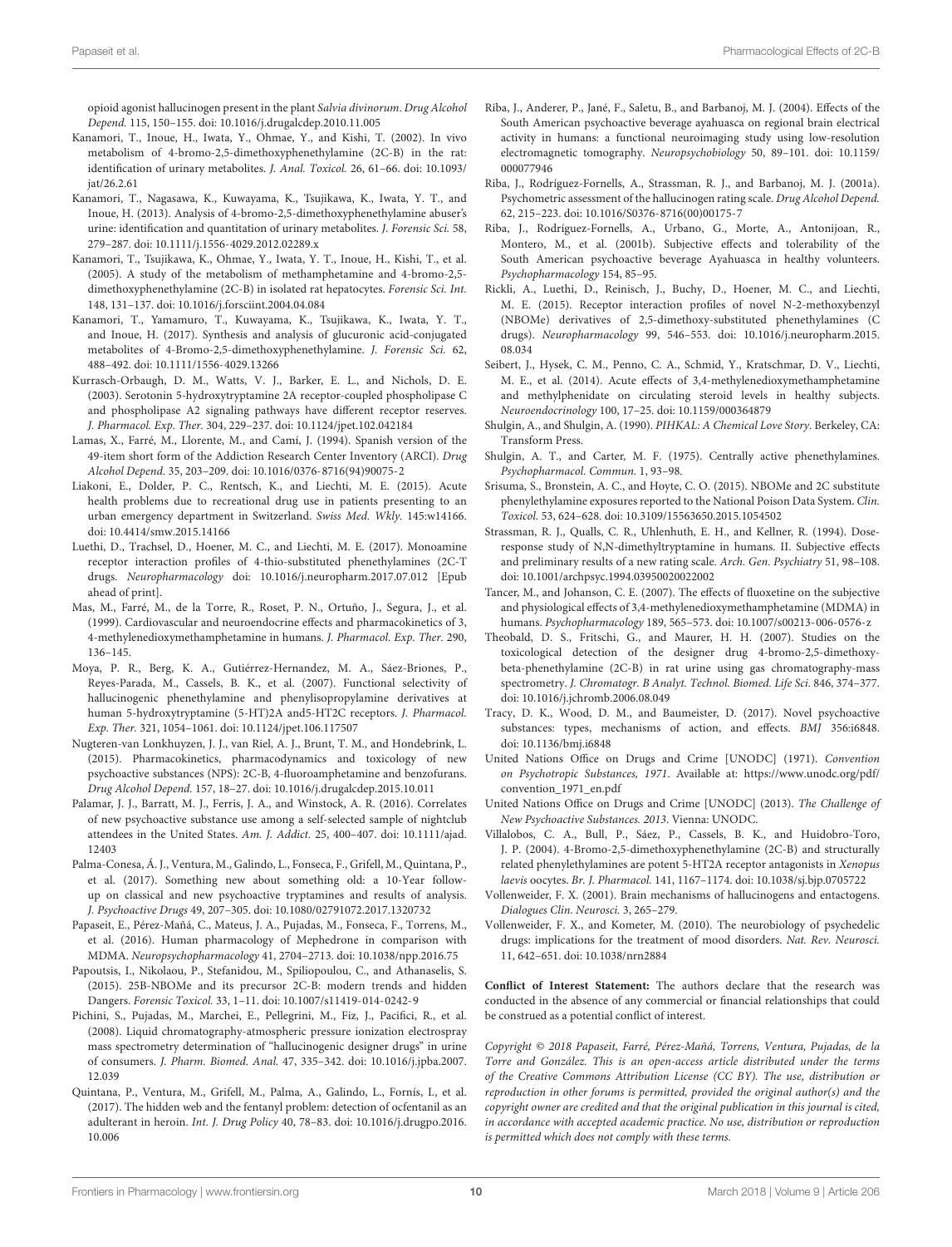opioid agonist hallucinogen present in the plant *Salvia divinorum*. *Drug Alcohol Depend.* 115, 150–155. doi: 10.1016/j.drugalcdep.2010.11.005

Kanamori, T., Inoue, H., Iwata, Y., Ohmae, Y., and Kishi, T. (2002). In vivo metabolism of 4-bromo-2,5-dimethoxyphenethylamine (2C-B) in the rat: identification of urinary metabolites. *J. Anal. Toxicol.* 26, 61–66. doi: 10.1093/jat/26.2.61

Kanamori, T., Nagasawa, K., Kuwayama, K., Tsujikawa, K., Iwata, Y. T., and Inoue, H. (2013). Analysis of 4-bromo-2,5-dimethoxyphenethylamine abuser's urine: identification and quantitation of urinary metabolites. *J. Forensic Sci.* 58, 279–287. doi: 10.1111/j.1556-4029.2012.02289.x

Kanamori, T., Tsujikawa, K., Ohmae, Y., Iwata, Y. T., Inoue, H., Kishi, T., et al. (2005). A study of the metabolism of methamphetamine and 4-bromo-2,5-dimethoxyphenethylamine (2C-B) in isolated rat hepatocytes. *Forensic Sci. Int.* 148, 131–137. doi: 10.1016/j.forsciint.2004.04.084

Kanamori, T., Yamamuro, T., Kuwayama, K., Tsujikawa, K., Iwata, Y. T., and Inoue, H. (2017). Synthesis and analysis of glucuronic acid-conjugated metabolites of 4-Bromo-2,5-dimethoxyphenethylamine. *J. Forensic Sci.* 62, 488–492. doi: 10.1111/1556-4029.13266

Kurrasch-Orbaugh, D. M., Watts, V. J., Barker, E. L., and Nichols, D. E. (2003). Serotonin 5-hydroxytryptamine 2A receptor-coupled phospholipase C and phospholipase A2 signaling pathways have different receptor reserves. *J. Pharmacol. Exp. Ther.* 304, 229–237. doi: 10.1124/jpet.102.042184

Lamas, X., Farré, M., Llorente, M., and Camí, J. (1994). Spanish version of the 49-item short form of the Addiction Research Center Inventory (ARCI). *Drug Alcohol Depend.* 35, 203–209. doi: 10.1016/0376-8716(94)90075-2

Liakoni, E., Dolder, P. C., Rentsch, K., and Liechti, M. E. (2015). Acute health problems due to recreational drug use in patients presenting to an urban emergency department in Switzerland. *Swiss Med. Wkly.* 145:w14166. doi: 10.4414/smw.2015.14166

Luethi, D., Trachsel, D., Hoener, M. C., and Liechti, M. E. (2017). Monoamine receptor interaction profiles of 4-thio-substituted phenethylamines (2C-T drugs. *Neuropharmacology* doi: 10.1016/j.neuropharm.2017.07.012 [Epub ahead of print].

Mas, M., Farré, M., de la Torre, R., Roset, P. N., Ortuño, J., Segura, J., et al. (1999). Cardiovascular and neuroendocrine effects and pharmacokinetics of 3, 4-methylenedioxymethamphetamine in humans. *J. Pharmacol. Exp. Ther.* 290, 136–145.

Moya, P. R., Berg, K. A., Gutiérrez-Hernandez, M. A., Sáez-Briones, P., Reyes-Parada, M., Cassels, B. K., et al. (2007). Functional selectivity of hallucinogenic phenethylamine and phenylisopropylamine derivatives at human 5-hydroxytryptamine (5-HT)2A and5-HT2C receptors. *J. Pharmacol. Exp. Ther.* 321, 1054–1061. doi: 10.1124/jpet.106.117507

Nugteren-van Lonkhuyzen, J. J., van Riel, A. J., Brunt, T. M., and Hondebrink, L. (2015). Pharmacokinetics, pharmacodynamics and toxicology of new psychoactive substances (NPS): 2C-B, 4-fluoroamphetamine and benzofurans. *Drug Alcohol Depend.* 157, 18–27. doi: 10.1016/j.drugalcdep.2015.10.011

Palamar, J. J., Barratt, M. J., Ferris, J. A., and Winstock, A. R. (2016). Correlates of new psychoactive substance use among a self-selected sample of nightclub attendees in the United States. *Am. J. Addict.* 25, 400–407. doi: 10.1111/ajad.12403

Palma-Conesa, Á. J., Ventura, M., Galindo, L., Fonseca, F., Grifell, M., Quintana, P., et al. (2017). Something new about something old: a 10-Year follow-up on classical and new psychoactive tryptamines and results of analysis. *J. Psychoactive Drugs* 49, 207–305. doi: 10.1080/02791072.2017.1320732

Papaseit, E., Pérez-Mañá, C., Mateus, J. A., Pujadas, M., Fonseca, F., Torrens, M., et al. (2016). Human pharmacology of Mephedrone in comparison with MDMA. *Neuropsychopharmacology* 41, 2704–2713. doi: 10.1038/npp.2016.75

Papoutsis, I., Nikolaou, P., Stefanidou, M., Spiliopoulou, C., and Athanaselis, S. (2015). 25B-NBOMe and its precursor 2C-B: modern trends and hidden Dangers. *Forensic Toxicol.* 33, 1–11. doi: 10.1007/s11419-014-0242-9

Pichini, S., Pujadas, M., Marchei, E., Pellegrini, M., Fiz, J., Pacifici, R., et al. (2008). Liquid chromatography-atmospheric pressure ionization electrospray mass spectrometry determination of "hallucinogenic designer drugs" in urine of consumers. *J. Pharm. Biomed. Anal.* 47, 335–342. doi: 10.1016/j.jpba.2007.12.039

Quintana, P., Ventura, M., Grifell, M., Palma, A., Galindo, L., Fornís, I., et al. (2017). The hidden web and the fentanyl problem: detection of ocfentanil as an adulterant in heroin. *Int. J. Drug Policy* 40, 78–83. doi: 10.1016/j.drugpo.2016.10.006

Riba, J., Anderer, P., Jané, F., Saletu, B., and Barbanoj, M. J. (2004). Effects of the South American psychoactive beverage ayahuasca on regional brain electrical activity in humans: a functional neuroimaging study using low-resolution electromagnetic tomography. *Neuropsychobiology* 50, 89–101. doi: 10.1159/000077946

Riba, J., Rodríguez-Fornells, A., Strassman, R. J., and Barbanoj, M. J. (2001a). Psychometric assessment of the hallucinogen rating scale. *Drug Alcohol Depend.* 62, 215–223. doi: 10.1016/S0376-8716(00)00175-7

Riba, J., Rodríguez-Fornells, A., Urbano, G., Morte, A., Antonijoan, R., Montero, M., et al. (2001b). Subjective effects and tolerability of the South American psychoactive beverage Ayahuasca in healthy volunteers. *Psychopharmacology* 154, 85–95.

Rickli, A., Luethi, D., Reinisch, J., Buchy, D., Hoener, M. C., and Liechti, M. E. (2015). Receptor interaction profiles of novel N-2-methoxybenzyl (NBOMe) derivatives of 2,5-dimethoxy-substituted phenethylamines (C drugs). *Neuropharmacology* 99, 546–553. doi: 10.1016/j.neuropharm.2015.08.034

Seibert, J., Hysek, C. M., Penno, C. A., Schmid, Y., Kratschmar, D. V., Liechti, M. E., et al. (2014). Acute effects of 3,4-methylenedioxymethamphetamine and methylphenidate on circulating steroid levels in healthy subjects. *Neuroendocrinology* 100, 17–25. doi: 10.1159/000364879

Shulgin, A., and Shulgin, A. (1990). *PIHKAL: A Chemical Love Story*. Berkeley, CA: Transform Press.

Shulgin, A. T., and Carter, M. F. (1975). Centrally active phenethylamines. *Psychopharmacol. Commun.* 1, 93–98.

Srisuma, S., Bronstein, A. C., and Hoyte, C. O. (2015). NBOMe and 2C substitute phenylethylamine exposures reported to the National Poison Data System. *Clin. Toxicol.* 53, 624–628. doi: 10.3109/15563650.2015.1054502

Strassman, R. J., Qualls, C. R., Uhlenhuth, E. H., and Kellner, R. (1994). Dose-response study of N,N-dimethyltryptamine in humans. II. Subjective effects and preliminary results of a new rating scale. *Arch. Gen. Psychiatry* 51, 98–108. doi: 10.1001/archpsyc.1994.03950020022002

Tancer, M., and Johanson, C. E. (2007). The effects of fluoxetine on the subjective and physiological effects of 3,4-methylenedioxymethamphetamine (MDMA) in humans. *Psychopharmacology* 189, 565–573. doi: 10.1007/s00213-006-0576-z

Theobald, D. S., Fritschi, G., and Maurer, H. H. (2007). Studies on the toxicological detection of the designer drug 4-bromo-2,5-dimethoxy-beta-phenethylamine (2C-B) in rat urine using gas chromatography-mass spectrometry. *J. Chromatogr. B Analyt. Technol. Biomed. Life Sci.* 846, 374–377. doi: 10.1016/j.jchromb.2006.08.049

Tracy, D. K., Wood, D. M., and Baumeister, D. (2017). Novel psychoactive substances: types, mechanisms of action, and effects. *BMJ* 356:i6848. doi: 10.1136/bmj.i6848

United Nations Office on Drugs and Crime [UNODC] (1971). *Convention on Psychotropic Substances, 1971.* Available at: https://www.unodc.org/pdf/convention_1971_en.pdf

United Nations Office on Drugs and Crime [UNODC] (2013). *The Challenge of New Psychoactive Substances. 2013*. Vienna: UNODC.

Villalobos, C. A., Bull, P., Sáez, P., Cassels, B. K., and Huidobro-Toro, J. P. (2004). 4-Bromo-2,5-dimethoxyphenethylamine (2C-B) and structurally related phenylethylamines are potent 5-HT2A receptor antagonists in *Xenopus laevis* oocytes. *Br. J. Pharmacol.* 141, 1167–1174. doi: 10.1038/sj.bjp.0705722

Vollenweider, F. X. (2001). Brain mechanisms of hallucinogens and entactogens. *Dialogues Clin. Neurosci.* 3, 265–279.

Vollenweider, F. X., and Kometer, M. (2010). The neurobiology of psychedelic drugs: implications for the treatment of mood disorders. *Nat. Rev. Neurosci.* 11, 642–651. doi: 10.1038/nrn2884

**Conflict of Interest Statement:** The authors declare that the research was conducted in the absence of any commercial or financial relationships that could be construed as a potential conflict of interest.

*Copyright © 2018 Papaseit, Farré, Pérez-Mañá, Torrens, Ventura, Pujadas, de la Torre and González. This is an open-access article distributed under the terms of the Creative Commons Attribution License (CC BY). The use, distribution or reproduction in other forums is permitted, provided the original author(s) and the copyright owner are credited and that the original publication in this journal is cited, in accordance with accepted academic practice. No use, distribution or reproduction is permitted which does not comply with these terms.*